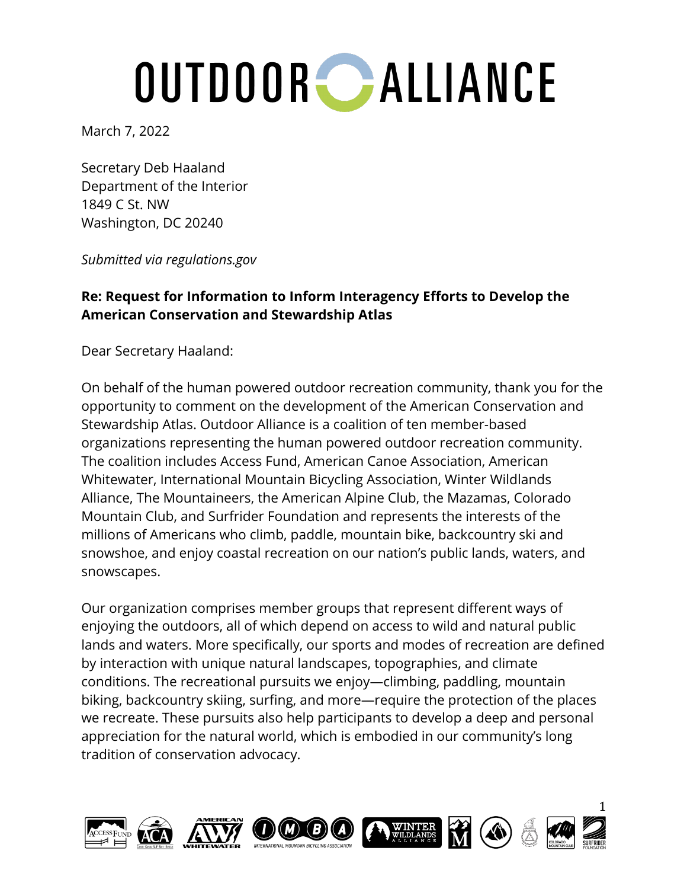# OUTDOOR ALLIANCE

March 7, 2022

Secretary Deb Haaland
Department of the Interior
1849 C St. NW
Washington, DC 20240

*Submitted via regulations.gov*

**Re: Request for Information to Inform Interagency Efforts to Develop the American Conservation and Stewardship Atlas**

Dear Secretary Haaland:

On behalf of the human powered outdoor recreation community, thank you for the opportunity to comment on the development of the American Conservation and Stewardship Atlas. Outdoor Alliance is a coalition of ten member-based organizations representing the human powered outdoor recreation community. The coalition includes Access Fund, American Canoe Association, American Whitewater, International Mountain Bicycling Association, Winter Wildlands Alliance, The Mountaineers, the American Alpine Club, the Mazamas, Colorado Mountain Club, and Surfrider Foundation and represents the interests of the millions of Americans who climb, paddle, mountain bike, backcountry ski and snowshoe, and enjoy coastal recreation on our nation's public lands, waters, and snowscapes.

Our organization comprises member groups that represent different ways of enjoying the outdoors, all of which depend on access to wild and natural public lands and waters. More specifically, our sports and modes of recreation are defined by interaction with unique natural landscapes, topographies, and climate conditions. The recreational pursuits we enjoy—climbing, paddling, mountain biking, backcountry skiing, surfing, and more—require the protection of the places we recreate. These pursuits also help participants to develop a deep and personal appreciation for the natural world, which is embodied in our community's long tradition of conservation advocacy.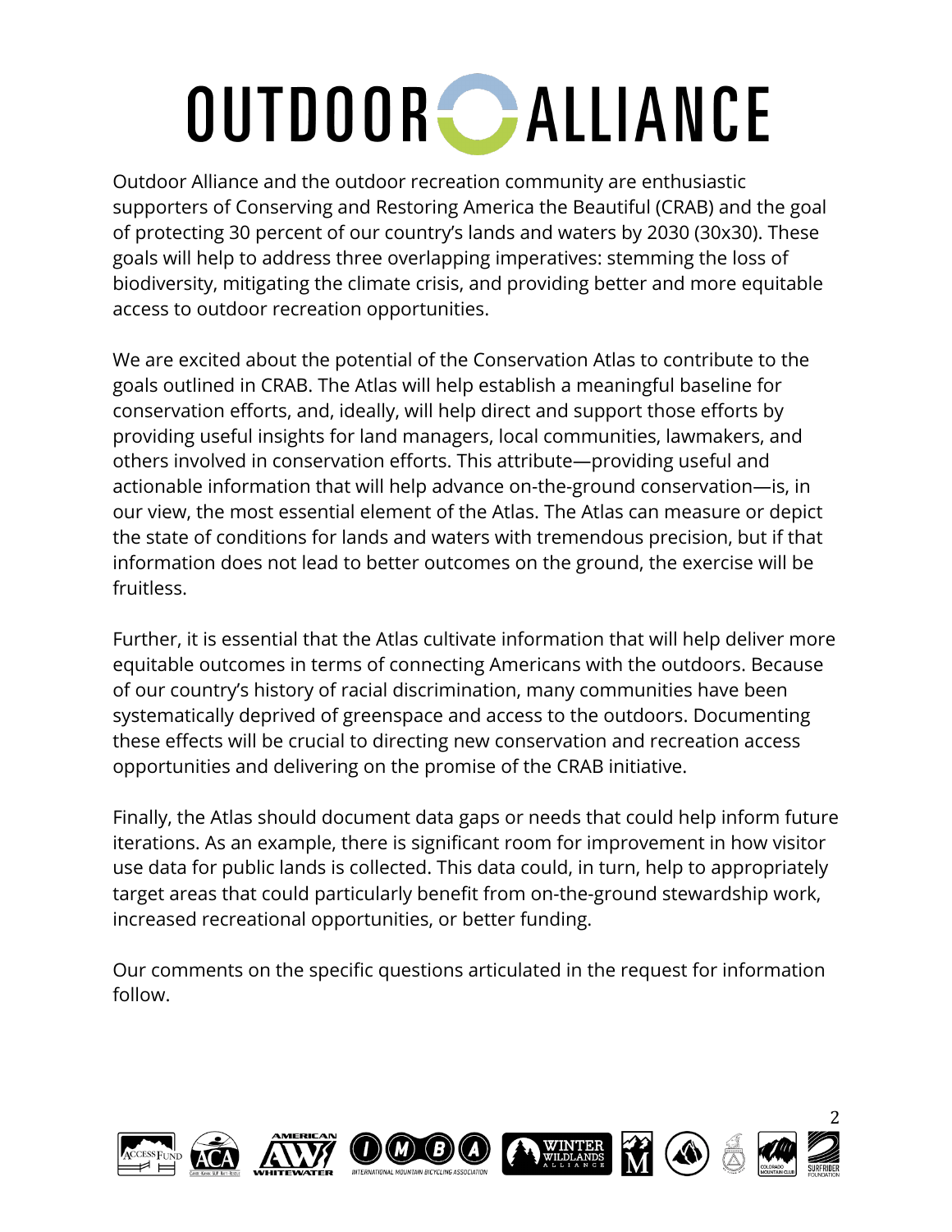Outdoor Alliance and the outdoor recreation community are enthusiastic supporters of Conserving and Restoring America the Beautiful (CRAB) and the goal of protecting 30 percent of our country's lands and waters by 2030 (30x30). These goals will help to address three overlapping imperatives: stemming the loss of biodiversity, mitigating the climate crisis, and providing better and more equitable access to outdoor recreation opportunities.

We are excited about the potential of the Conservation Atlas to contribute to the goals outlined in CRAB. The Atlas will help establish a meaningful baseline for conservation efforts, and, ideally, will help direct and support those efforts by providing useful insights for land managers, local communities, lawmakers, and others involved in conservation efforts. This attribute—providing useful and actionable information that will help advance on-the-ground conservation—is, in our view, the most essential element of the Atlas. The Atlas can measure or depict the state of conditions for lands and waters with tremendous precision, but if that information does not lead to better outcomes on the ground, the exercise will be fruitless.

Further, it is essential that the Atlas cultivate information that will help deliver more equitable outcomes in terms of connecting Americans with the outdoors. Because of our country's history of racial discrimination, many communities have been systematically deprived of greenspace and access to the outdoors. Documenting these effects will be crucial to directing new conservation and recreation access opportunities and delivering on the promise of the CRAB initiative.

Finally, the Atlas should document data gaps or needs that could help inform future iterations. As an example, there is significant room for improvement in how visitor use data for public lands is collected. This data could, in turn, help to appropriately target areas that could particularly benefit from on-the-ground stewardship work, increased recreational opportunities, or better funding.

Our comments on the specific questions articulated in the request for information follow.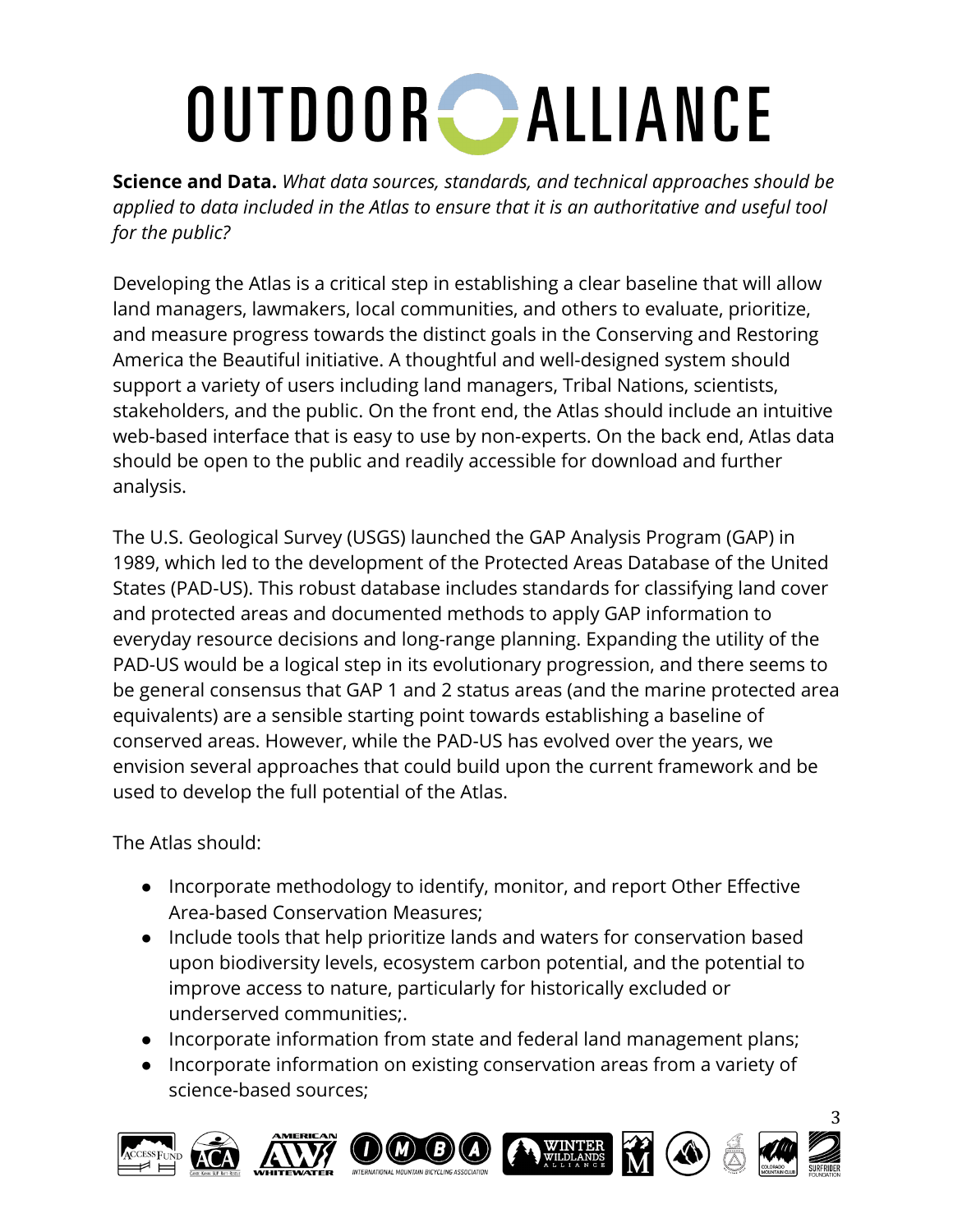**Science and Data.** *What data sources, standards, and technical approaches should be applied to data included in the Atlas to ensure that it is an authoritative and useful tool for the public?*

Developing the Atlas is a critical step in establishing a clear baseline that will allow land managers, lawmakers, local communities, and others to evaluate, prioritize, and measure progress towards the distinct goals in the Conserving and Restoring America the Beautiful initiative. A thoughtful and well-designed system should support a variety of users including land managers, Tribal Nations, scientists, stakeholders, and the public. On the front end, the Atlas should include an intuitive web-based interface that is easy to use by non-experts. On the back end, Atlas data should be open to the public and readily accessible for download and further analysis.

The U.S. Geological Survey (USGS) launched the GAP Analysis Program (GAP) in 1989, which led to the development of the Protected Areas Database of the United States (PAD-US). This robust database includes standards for classifying land cover and protected areas and documented methods to apply GAP information to everyday resource decisions and long-range planning. Expanding the utility of the PAD-US would be a logical step in its evolutionary progression, and there seems to be general consensus that GAP 1 and 2 status areas (and the marine protected area equivalents) are a sensible starting point towards establishing a baseline of conserved areas. However, while the PAD-US has evolved over the years, we envision several approaches that could build upon the current framework and be used to develop the full potential of the Atlas.

The Atlas should:

- Incorporate methodology to identify, monitor, and report Other Effective Area-based Conservation Measures;
- Include tools that help prioritize lands and waters for conservation based upon biodiversity levels, ecosystem carbon potential, and the potential to improve access to nature, particularly for historically excluded or underserved communities;.
- Incorporate information from state and federal land management plans;
- Incorporate information on existing conservation areas from a variety of science-based sources;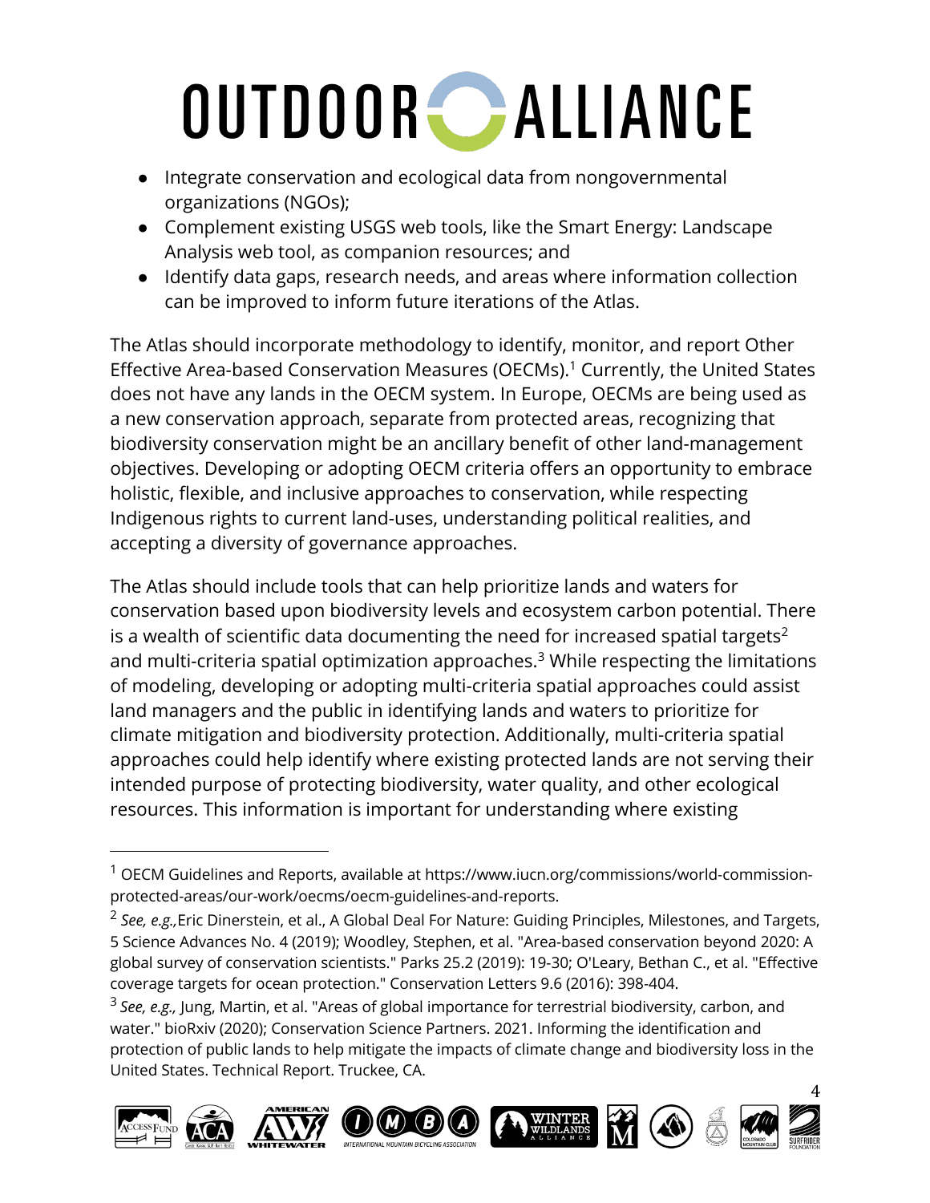- Integrate conservation and ecological data from nongovernmental organizations (NGOs);
- Complement existing USGS web tools, like the Smart Energy: Landscape Analysis web tool, as companion resources; and
- Identify data gaps, research needs, and areas where information collection can be improved to inform future iterations of the Atlas.

The Atlas should incorporate methodology to identify, monitor, and report Other Effective Area-based Conservation Measures (OECMs).[1] Currently, the United States does not have any lands in the OECM system. In Europe, OECMs are being used as a new conservation approach, separate from protected areas, recognizing that biodiversity conservation might be an ancillary benefit of other land-management objectives. Developing or adopting OECM criteria offers an opportunity to embrace holistic, flexible, and inclusive approaches to conservation, while respecting Indigenous rights to current land-uses, understanding political realities, and accepting a diversity of governance approaches.

The Atlas should include tools that can help prioritize lands and waters for conservation based upon biodiversity levels and ecosystem carbon potential. There is a wealth of scientific data documenting the need for increased spatial targets[2] and multi-criteria spatial optimization approaches.[3] While respecting the limitations of modeling, developing or adopting multi-criteria spatial approaches could assist land managers and the public in identifying lands and waters to prioritize for climate mitigation and biodiversity protection. Additionally, multi-criteria spatial approaches could help identify where existing protected lands are not serving their intended purpose of protecting biodiversity, water quality, and other ecological resources. This information is important for understanding where existing

---

[1] OECM Guidelines and Reports, available at https://www.iucn.org/commissions/world-commission-protected-areas/our-work/oecms/oecm-guidelines-and-reports.

[2] *See, e.g.,* Eric Dinerstein, et al., A Global Deal For Nature: Guiding Principles, Milestones, and Targets, 5 Science Advances No. 4 (2019); Woodley, Stephen, et al. "Area-based conservation beyond 2020: A global survey of conservation scientists." Parks 25.2 (2019): 19-30; O'Leary, Bethan C., et al. "Effective coverage targets for ocean protection." Conservation Letters 9.6 (2016): 398-404.

[3] *See, e.g.,* Jung, Martin, et al. "Areas of global importance for terrestrial biodiversity, carbon, and water." bioRxiv (2020); Conservation Science Partners. 2021. Informing the identification and protection of public lands to help mitigate the impacts of climate change and biodiversity loss in the United States. Technical Report. Truckee, CA.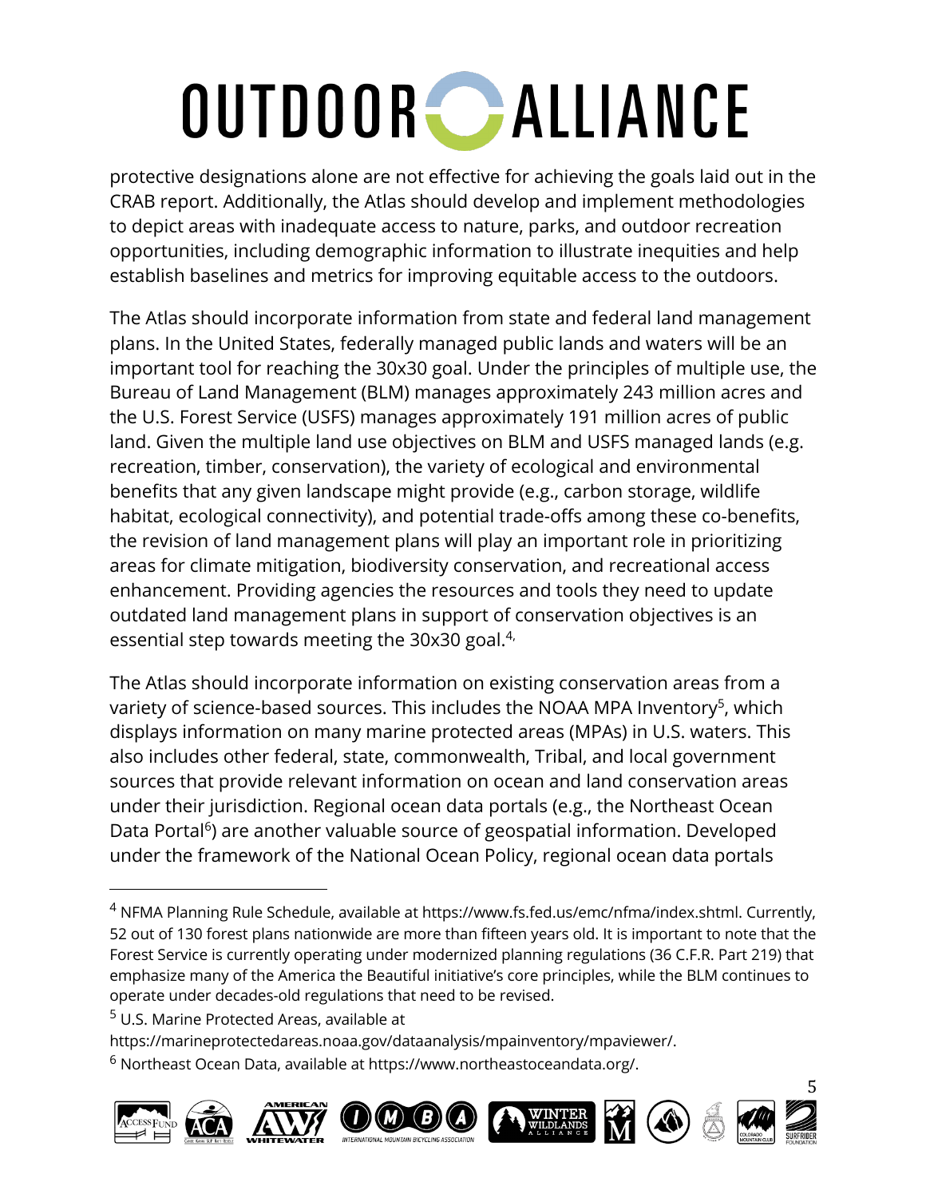protective designations alone are not effective for achieving the goals laid out in the CRAB report. Additionally, the Atlas should develop and implement methodologies to depict areas with inadequate access to nature, parks, and outdoor recreation opportunities, including demographic information to illustrate inequities and help establish baselines and metrics for improving equitable access to the outdoors.

The Atlas should incorporate information from state and federal land management plans. In the United States, federally managed public lands and waters will be an important tool for reaching the 30x30 goal. Under the principles of multiple use, the Bureau of Land Management (BLM) manages approximately 243 million acres and the U.S. Forest Service (USFS) manages approximately 191 million acres of public land. Given the multiple land use objectives on BLM and USFS managed lands (e.g. recreation, timber, conservation), the variety of ecological and environmental benefits that any given landscape might provide (e.g., carbon storage, wildlife habitat, ecological connectivity), and potential trade-offs among these co-benefits, the revision of land management plans will play an important role in prioritizing areas for climate mitigation, biodiversity conservation, and recreational access enhancement. Providing agencies the resources and tools they need to update outdated land management plans in support of conservation objectives is an essential step towards meeting the 30x30 goal.[4,]

The Atlas should incorporate information on existing conservation areas from a variety of science-based sources. This includes the NOAA MPA Inventory[5], which displays information on many marine protected areas (MPAs) in U.S. waters. This also includes other federal, state, commonwealth, Tribal, and local government sources that provide relevant information on ocean and land conservation areas under their jurisdiction. Regional ocean data portals (e.g., the Northeast Ocean Data Portal[6]) are another valuable source of geospatial information. Developed under the framework of the National Ocean Policy, regional ocean data portals

---

[4] NFMA Planning Rule Schedule, available at https://www.fs.fed.us/emc/nfma/index.shtml. Currently, 52 out of 130 forest plans nationwide are more than fifteen years old. It is important to note that the Forest Service is currently operating under modernized planning regulations (36 C.F.R. Part 219) that emphasize many of the America the Beautiful initiative's core principles, while the BLM continues to operate under decades-old regulations that need to be revised.

[5] U.S. Marine Protected Areas, available at https://marineprotectedareas.noaa.gov/dataanalysis/mpainventory/mpaviewer/.

[6] Northeast Ocean Data, available at https://www.northeastoceandata.org/.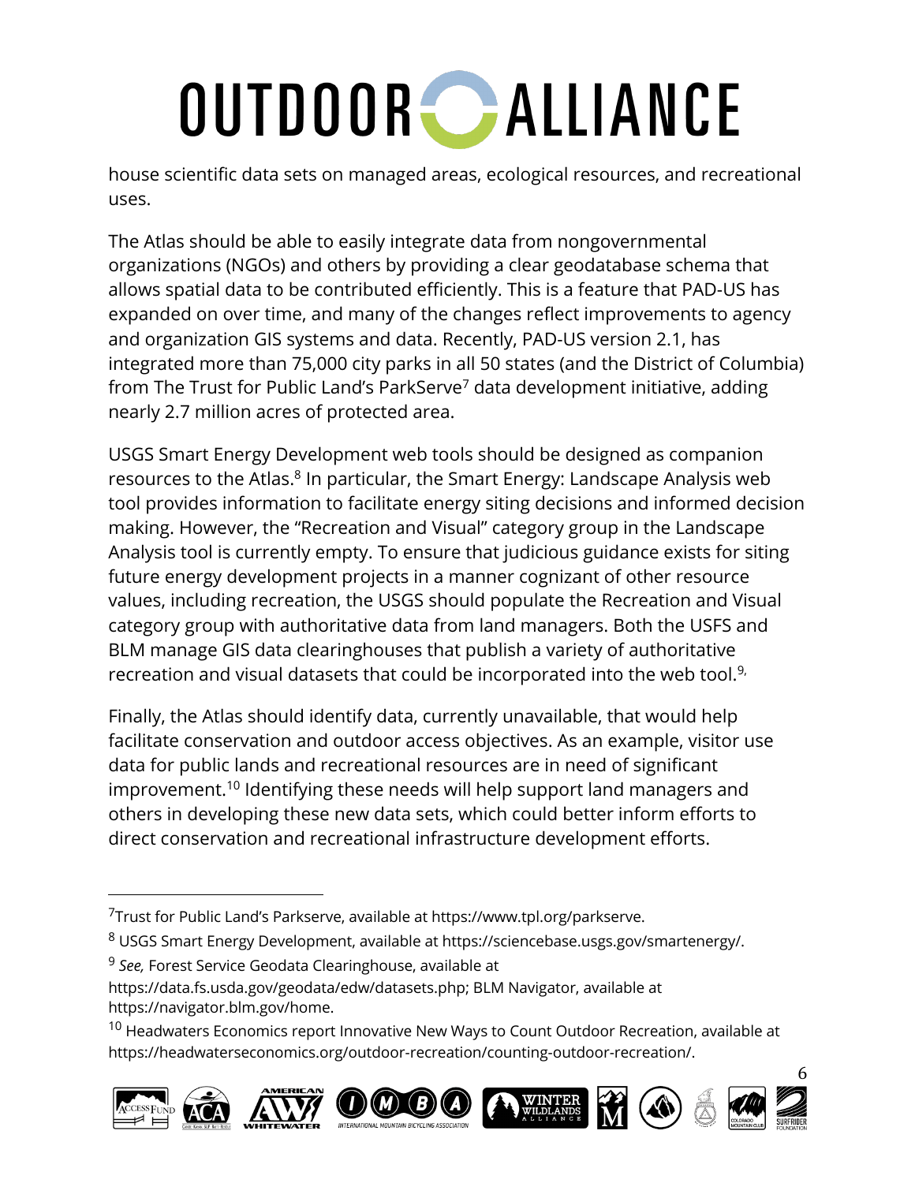house scientific data sets on managed areas, ecological resources, and recreational uses.

The Atlas should be able to easily integrate data from nongovernmental organizations (NGOs) and others by providing a clear geodatabase schema that allows spatial data to be contributed efficiently. This is a feature that PAD-US has expanded on over time, and many of the changes reflect improvements to agency and organization GIS systems and data. Recently, PAD-US version 2.1, has integrated more than 75,000 city parks in all 50 states (and the District of Columbia) from The Trust for Public Land's ParkServe[7] data development initiative, adding nearly 2.7 million acres of protected area.

USGS Smart Energy Development web tools should be designed as companion resources to the Atlas.[8] In particular, the Smart Energy: Landscape Analysis web tool provides information to facilitate energy siting decisions and informed decision making. However, the "Recreation and Visual" category group in the Landscape Analysis tool is currently empty. To ensure that judicious guidance exists for siting future energy development projects in a manner cognizant of other resource values, including recreation, the USGS should populate the Recreation and Visual category group with authoritative data from land managers. Both the USFS and BLM manage GIS data clearinghouses that publish a variety of authoritative recreation and visual datasets that could be incorporated into the web tool.[9,]

Finally, the Atlas should identify data, currently unavailable, that would help facilitate conservation and outdoor access objectives. As an example, visitor use data for public lands and recreational resources are in need of significant improvement.[10] Identifying these needs will help support land managers and others in developing these new data sets, which could better inform efforts to direct conservation and recreational infrastructure development efforts.

---

[7] Trust for Public Land's Parkserve, available at https://www.tpl.org/parkserve.

[8] USGS Smart Energy Development, available at https://sciencebase.usgs.gov/smartenergy/.

[9] *See,* Forest Service Geodata Clearinghouse, available at https://data.fs.usda.gov/geodata/edw/datasets.php; BLM Navigator, available at https://navigator.blm.gov/home.

[10] Headwaters Economics report Innovative New Ways to Count Outdoor Recreation, available at https://headwaterseconomics.org/outdoor-recreation/counting-outdoor-recreation/.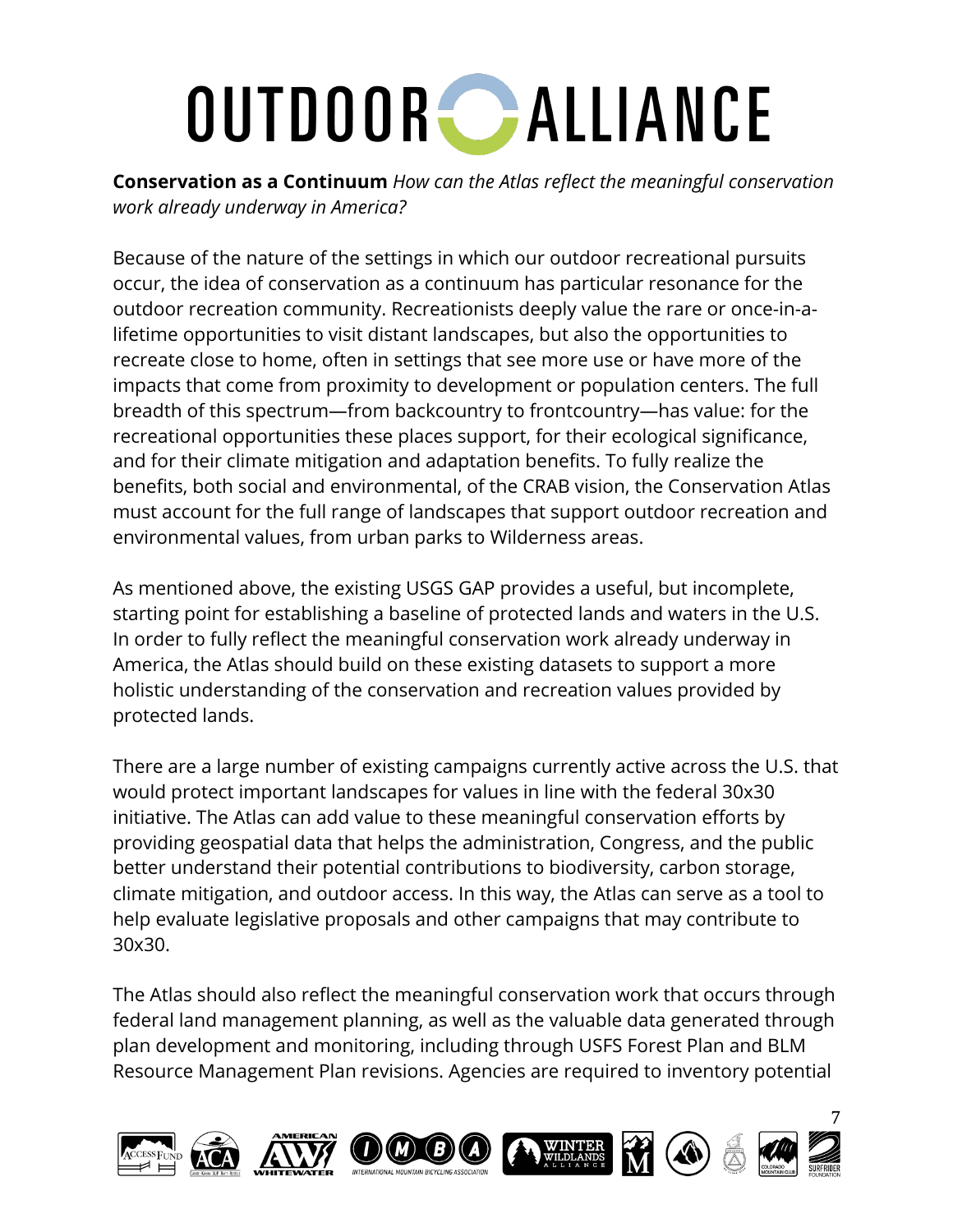**Conservation as a Continuum** *How can the Atlas reflect the meaningful conservation work already underway in America?*

Because of the nature of the settings in which our outdoor recreational pursuits occur, the idea of conservation as a continuum has particular resonance for the outdoor recreation community. Recreationists deeply value the rare or once-in-a-lifetime opportunities to visit distant landscapes, but also the opportunities to recreate close to home, often in settings that see more use or have more of the impacts that come from proximity to development or population centers. The full breadth of this spectrum—from backcountry to frontcountry—has value: for the recreational opportunities these places support, for their ecological significance, and for their climate mitigation and adaptation benefits. To fully realize the benefits, both social and environmental, of the CRAB vision, the Conservation Atlas must account for the full range of landscapes that support outdoor recreation and environmental values, from urban parks to Wilderness areas.

As mentioned above, the existing USGS GAP provides a useful, but incomplete, starting point for establishing a baseline of protected lands and waters in the U.S. In order to fully reflect the meaningful conservation work already underway in America, the Atlas should build on these existing datasets to support a more holistic understanding of the conservation and recreation values provided by protected lands.

There are a large number of existing campaigns currently active across the U.S. that would protect important landscapes for values in line with the federal 30x30 initiative. The Atlas can add value to these meaningful conservation efforts by providing geospatial data that helps the administration, Congress, and the public better understand their potential contributions to biodiversity, carbon storage, climate mitigation, and outdoor access. In this way, the Atlas can serve as a tool to help evaluate legislative proposals and other campaigns that may contribute to 30x30.

The Atlas should also reflect the meaningful conservation work that occurs through federal land management planning, as well as the valuable data generated through plan development and monitoring, including through USFS Forest Plan and BLM Resource Management Plan revisions. Agencies are required to inventory potential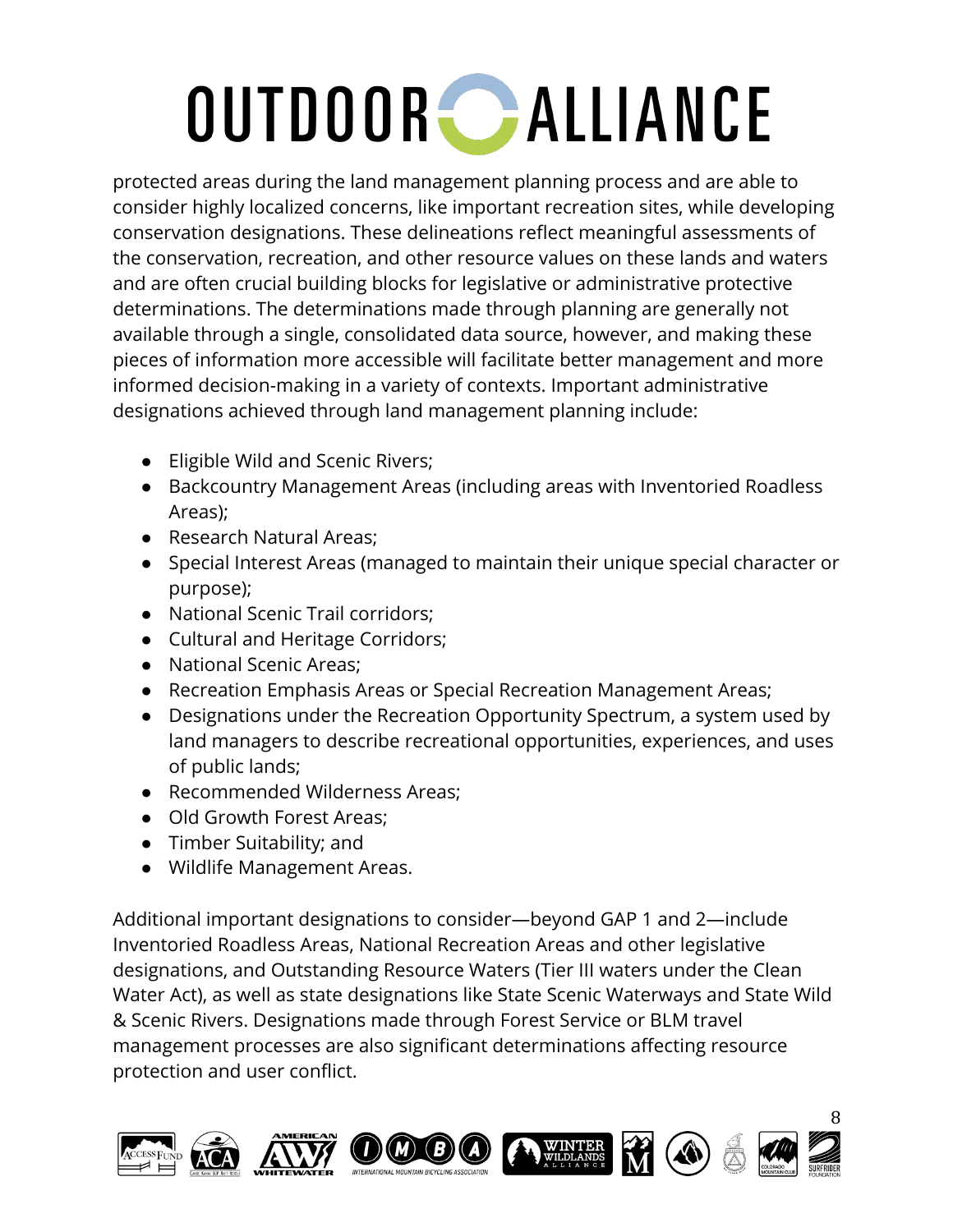protected areas during the land management planning process and are able to consider highly localized concerns, like important recreation sites, while developing conservation designations. These delineations reflect meaningful assessments of the conservation, recreation, and other resource values on these lands and waters and are often crucial building blocks for legislative or administrative protective determinations. The determinations made through planning are generally not available through a single, consolidated data source, however, and making these pieces of information more accessible will facilitate better management and more informed decision-making in a variety of contexts. Important administrative designations achieved through land management planning include:

- Eligible Wild and Scenic Rivers;
- Backcountry Management Areas (including areas with Inventoried Roadless Areas);
- Research Natural Areas;
- Special Interest Areas (managed to maintain their unique special character or purpose);
- National Scenic Trail corridors;
- Cultural and Heritage Corridors;
- National Scenic Areas;
- Recreation Emphasis Areas or Special Recreation Management Areas;
- Designations under the Recreation Opportunity Spectrum, a system used by land managers to describe recreational opportunities, experiences, and uses of public lands;
- Recommended Wilderness Areas;
- Old Growth Forest Areas;
- Timber Suitability; and
- Wildlife Management Areas.

Additional important designations to consider—beyond GAP 1 and 2—include Inventoried Roadless Areas, National Recreation Areas and other legislative designations, and Outstanding Resource Waters (Tier III waters under the Clean Water Act), as well as state designations like State Scenic Waterways and State Wild & Scenic Rivers. Designations made through Forest Service or BLM travel management processes are also significant determinations affecting resource protection and user conflict.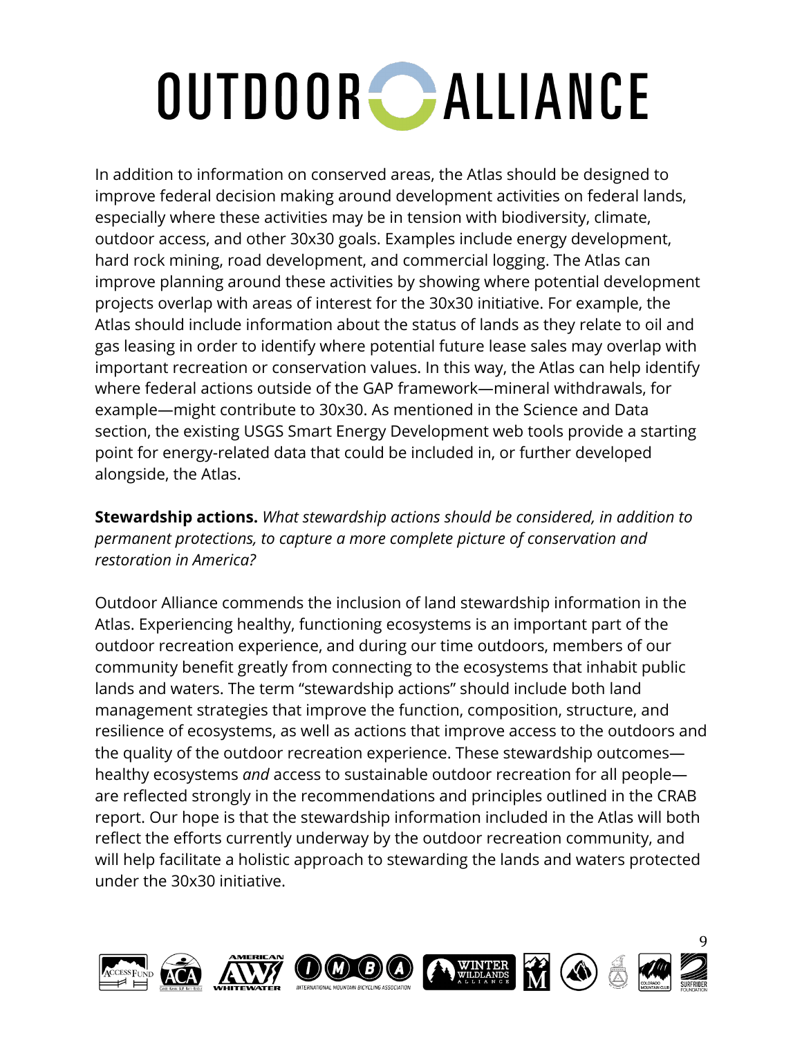In addition to information on conserved areas, the Atlas should be designed to improve federal decision making around development activities on federal lands, especially where these activities may be in tension with biodiversity, climate, outdoor access, and other 30x30 goals. Examples include energy development, hard rock mining, road development, and commercial logging. The Atlas can improve planning around these activities by showing where potential development projects overlap with areas of interest for the 30x30 initiative. For example, the Atlas should include information about the status of lands as they relate to oil and gas leasing in order to identify where potential future lease sales may overlap with important recreation or conservation values. In this way, the Atlas can help identify where federal actions outside of the GAP framework—mineral withdrawals, for example—might contribute to 30x30. As mentioned in the Science and Data section, the existing USGS Smart Energy Development web tools provide a starting point for energy-related data that could be included in, or further developed alongside, the Atlas.

**Stewardship actions.** *What stewardship actions should be considered, in addition to permanent protections, to capture a more complete picture of conservation and restoration in America?*

Outdoor Alliance commends the inclusion of land stewardship information in the Atlas. Experiencing healthy, functioning ecosystems is an important part of the outdoor recreation experience, and during our time outdoors, members of our community benefit greatly from connecting to the ecosystems that inhabit public lands and waters. The term "stewardship actions" should include both land management strategies that improve the function, composition, structure, and resilience of ecosystems, as well as actions that improve access to the outdoors and the quality of the outdoor recreation experience. These stewardship outcomes—healthy ecosystems *and* access to sustainable outdoor recreation for all people—are reflected strongly in the recommendations and principles outlined in the CRAB report. Our hope is that the stewardship information included in the Atlas will both reflect the efforts currently underway by the outdoor recreation community, and will help facilitate a holistic approach to stewarding the lands and waters protected under the 30x30 initiative.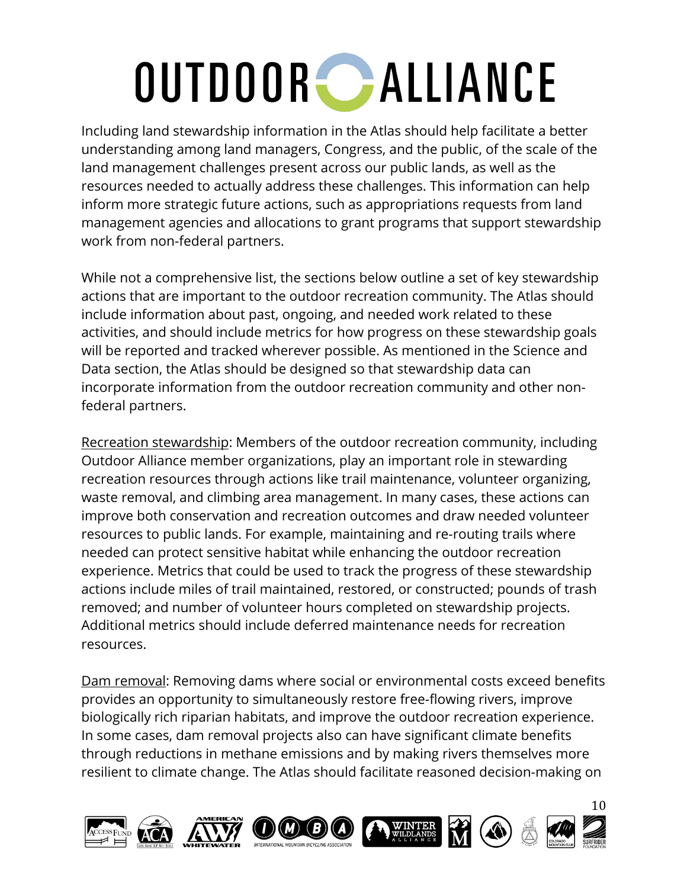Including land stewardship information in the Atlas should help facilitate a better understanding among land managers, Congress, and the public, of the scale of the land management challenges present across our public lands, as well as the resources needed to actually address these challenges. This information can help inform more strategic future actions, such as appropriations requests from land management agencies and allocations to grant programs that support stewardship work from non-federal partners.

While not a comprehensive list, the sections below outline a set of key stewardship actions that are important to the outdoor recreation community. The Atlas should include information about past, ongoing, and needed work related to these activities, and should include metrics for how progress on these stewardship goals will be reported and tracked wherever possible. As mentioned in the Science and Data section, the Atlas should be designed so that stewardship data can incorporate information from the outdoor recreation community and other non-federal partners.

Recreation stewardship: Members of the outdoor recreation community, including Outdoor Alliance member organizations, play an important role in stewarding recreation resources through actions like trail maintenance, volunteer organizing, waste removal, and climbing area management. In many cases, these actions can improve both conservation and recreation outcomes and draw needed volunteer resources to public lands. For example, maintaining and re-routing trails where needed can protect sensitive habitat while enhancing the outdoor recreation experience. Metrics that could be used to track the progress of these stewardship actions include miles of trail maintained, restored, or constructed; pounds of trash removed; and number of volunteer hours completed on stewardship projects. Additional metrics should include deferred maintenance needs for recreation resources.

Dam removal: Removing dams where social or environmental costs exceed benefits provides an opportunity to simultaneously restore free-flowing rivers, improve biologically rich riparian habitats, and improve the outdoor recreation experience. In some cases, dam removal projects also can have significant climate benefits through reductions in methane emissions and by making rivers themselves more resilient to climate change. The Atlas should facilitate reasoned decision-making on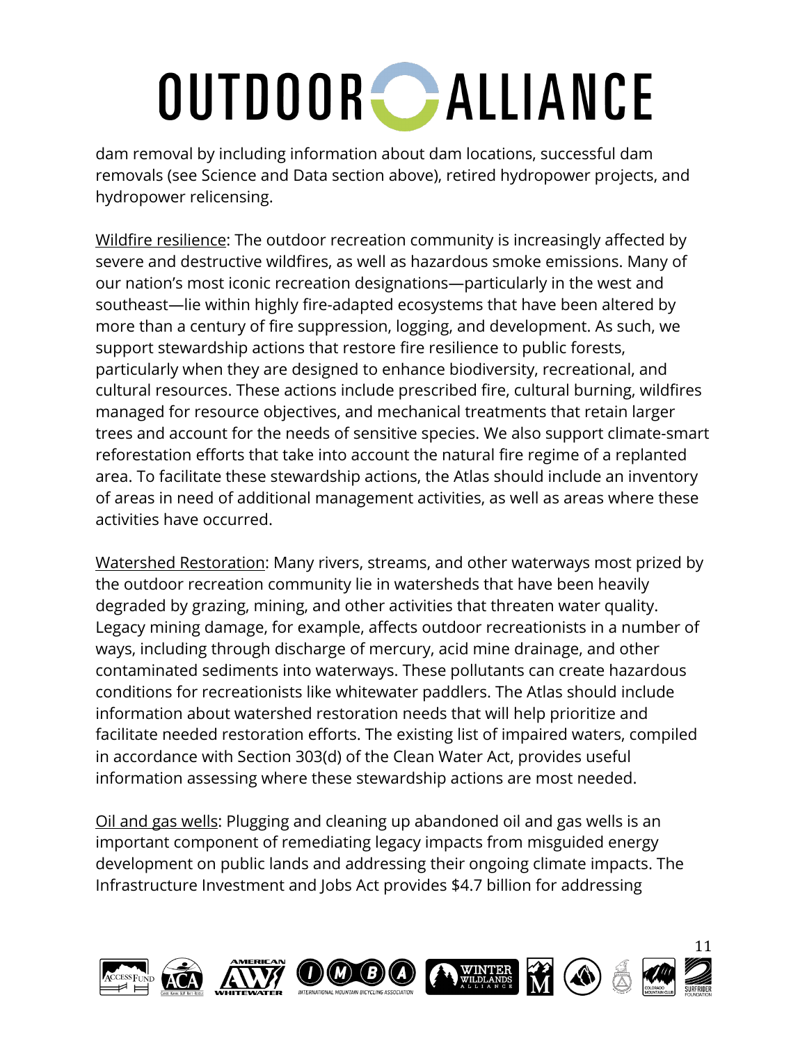dam removal by including information about dam locations, successful dam removals (see Science and Data section above), retired hydropower projects, and hydropower relicensing.

Wildfire resilience: The outdoor recreation community is increasingly affected by severe and destructive wildfires, as well as hazardous smoke emissions. Many of our nation's most iconic recreation designations—particularly in the west and southeast—lie within highly fire-adapted ecosystems that have been altered by more than a century of fire suppression, logging, and development. As such, we support stewardship actions that restore fire resilience to public forests, particularly when they are designed to enhance biodiversity, recreational, and cultural resources. These actions include prescribed fire, cultural burning, wildfires managed for resource objectives, and mechanical treatments that retain larger trees and account for the needs of sensitive species. We also support climate-smart reforestation efforts that take into account the natural fire regime of a replanted area. To facilitate these stewardship actions, the Atlas should include an inventory of areas in need of additional management activities, as well as areas where these activities have occurred.

Watershed Restoration: Many rivers, streams, and other waterways most prized by the outdoor recreation community lie in watersheds that have been heavily degraded by grazing, mining, and other activities that threaten water quality. Legacy mining damage, for example, affects outdoor recreationists in a number of ways, including through discharge of mercury, acid mine drainage, and other contaminated sediments into waterways. These pollutants can create hazardous conditions for recreationists like whitewater paddlers. The Atlas should include information about watershed restoration needs that will help prioritize and facilitate needed restoration efforts. The existing list of impaired waters, compiled in accordance with Section 303(d) of the Clean Water Act, provides useful information assessing where these stewardship actions are most needed.

Oil and gas wells: Plugging and cleaning up abandoned oil and gas wells is an important component of remediating legacy impacts from misguided energy development on public lands and addressing their ongoing climate impacts. The Infrastructure Investment and Jobs Act provides $4.7 billion for addressing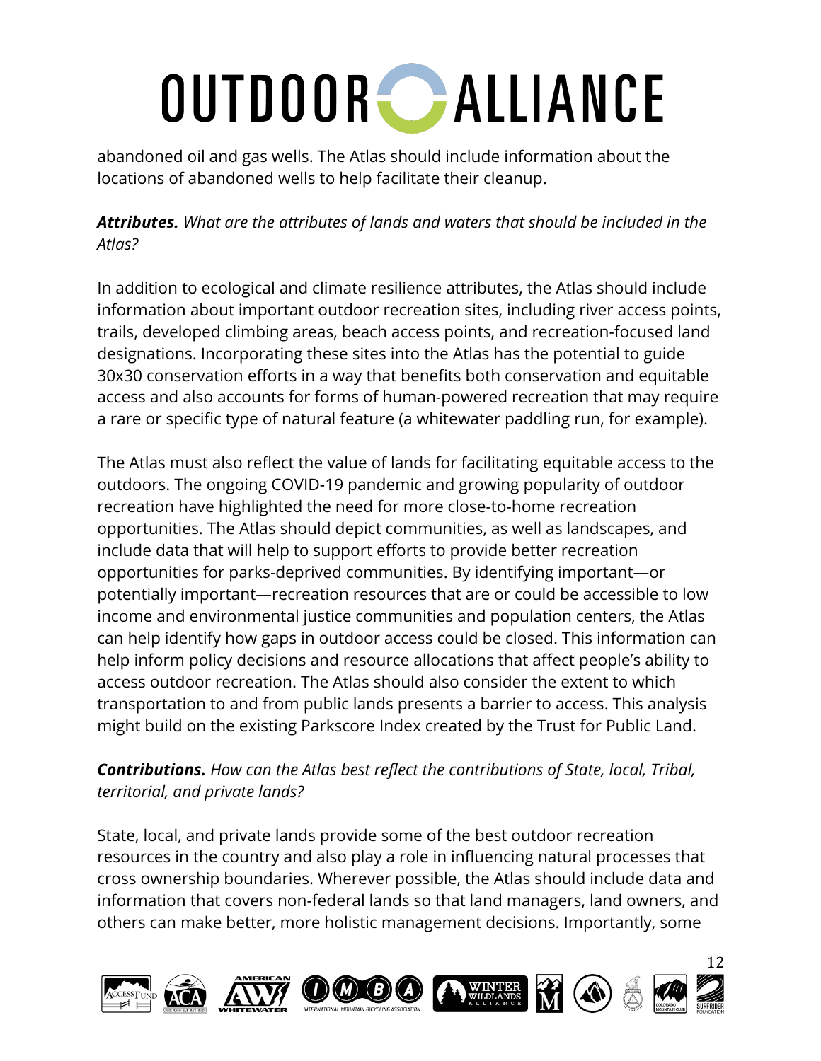abandoned oil and gas wells. The Atlas should include information about the locations of abandoned wells to help facilitate their cleanup.

***Attributes.*** *What are the attributes of lands and waters that should be included in the Atlas?*

In addition to ecological and climate resilience attributes, the Atlas should include information about important outdoor recreation sites, including river access points, trails, developed climbing areas, beach access points, and recreation-focused land designations. Incorporating these sites into the Atlas has the potential to guide 30x30 conservation efforts in a way that benefits both conservation and equitable access and also accounts for forms of human-powered recreation that may require a rare or specific type of natural feature (a whitewater paddling run, for example).

The Atlas must also reflect the value of lands for facilitating equitable access to the outdoors. The ongoing COVID-19 pandemic and growing popularity of outdoor recreation have highlighted the need for more close-to-home recreation opportunities. The Atlas should depict communities, as well as landscapes, and include data that will help to support efforts to provide better recreation opportunities for parks-deprived communities. By identifying important—or potentially important—recreation resources that are or could be accessible to low income and environmental justice communities and population centers, the Atlas can help identify how gaps in outdoor access could be closed. This information can help inform policy decisions and resource allocations that affect people's ability to access outdoor recreation. The Atlas should also consider the extent to which transportation to and from public lands presents a barrier to access. This analysis might build on the existing Parkscore Index created by the Trust for Public Land.

***Contributions.*** *How can the Atlas best reflect the contributions of State, local, Tribal, territorial, and private lands?*

State, local, and private lands provide some of the best outdoor recreation resources in the country and also play a role in influencing natural processes that cross ownership boundaries. Wherever possible, the Atlas should include data and information that covers non-federal lands so that land managers, land owners, and others can make better, more holistic management decisions. Importantly, some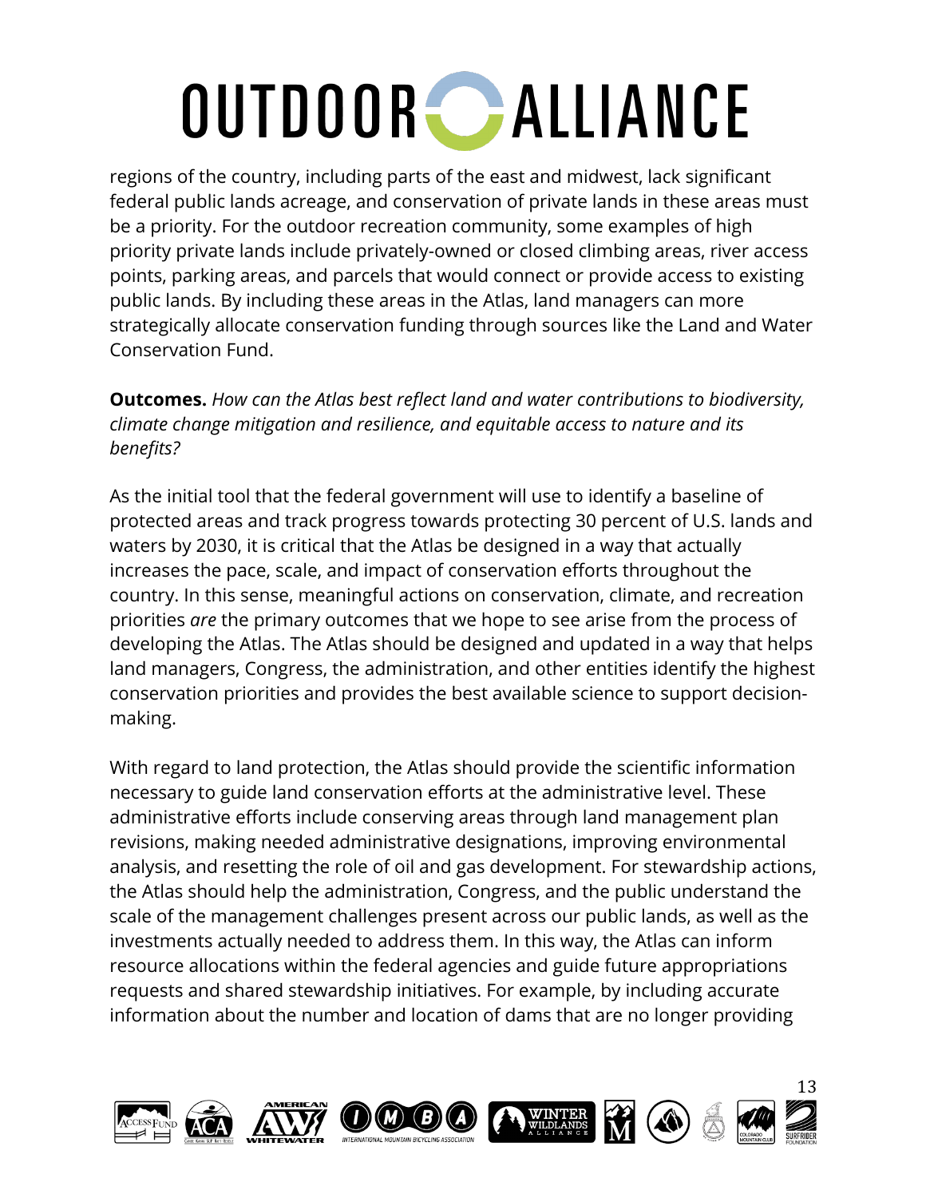regions of the country, including parts of the east and midwest, lack significant federal public lands acreage, and conservation of private lands in these areas must be a priority. For the outdoor recreation community, some examples of high priority private lands include privately-owned or closed climbing areas, river access points, parking areas, and parcels that would connect or provide access to existing public lands. By including these areas in the Atlas, land managers can more strategically allocate conservation funding through sources like the Land and Water Conservation Fund.

**Outcomes.** *How can the Atlas best reflect land and water contributions to biodiversity, climate change mitigation and resilience, and equitable access to nature and its benefits?*

As the initial tool that the federal government will use to identify a baseline of protected areas and track progress towards protecting 30 percent of U.S. lands and waters by 2030, it is critical that the Atlas be designed in a way that actually increases the pace, scale, and impact of conservation efforts throughout the country. In this sense, meaningful actions on conservation, climate, and recreation priorities *are* the primary outcomes that we hope to see arise from the process of developing the Atlas. The Atlas should be designed and updated in a way that helps land managers, Congress, the administration, and other entities identify the highest conservation priorities and provides the best available science to support decision-making.

With regard to land protection, the Atlas should provide the scientific information necessary to guide land conservation efforts at the administrative level. These administrative efforts include conserving areas through land management plan revisions, making needed administrative designations, improving environmental analysis, and resetting the role of oil and gas development. For stewardship actions, the Atlas should help the administration, Congress, and the public understand the scale of the management challenges present across our public lands, as well as the investments actually needed to address them. In this way, the Atlas can inform resource allocations within the federal agencies and guide future appropriations requests and shared stewardship initiatives. For example, by including accurate information about the number and location of dams that are no longer providing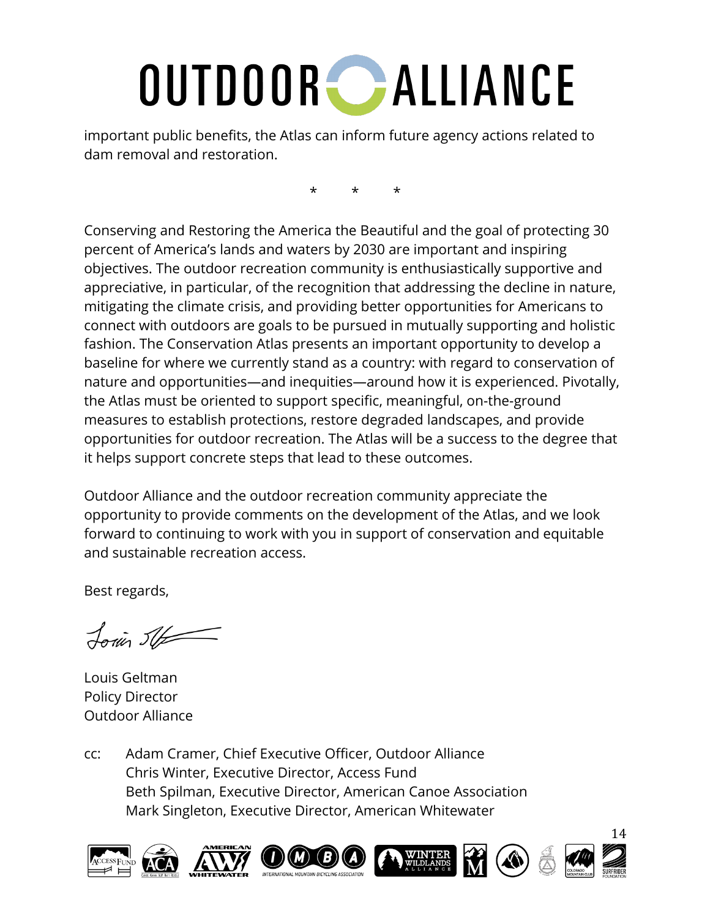important public benefits, the Atlas can inform future agency actions related to dam removal and restoration.

\* \* \*

Conserving and Restoring the America the Beautiful and the goal of protecting 30 percent of America's lands and waters by 2030 are important and inspiring objectives. The outdoor recreation community is enthusiastically supportive and appreciative, in particular, of the recognition that addressing the decline in nature, mitigating the climate crisis, and providing better opportunities for Americans to connect with outdoors are goals to be pursued in mutually supporting and holistic fashion. The Conservation Atlas presents an important opportunity to develop a baseline for where we currently stand as a country: with regard to conservation of nature and opportunities—and inequities—around how it is experienced. Pivotally, the Atlas must be oriented to support specific, meaningful, on-the-ground measures to establish protections, restore degraded landscapes, and provide opportunities for outdoor recreation. The Atlas will be a success to the degree that it helps support concrete steps that lead to these outcomes.

Outdoor Alliance and the outdoor recreation community appreciate the opportunity to provide comments on the development of the Atlas, and we look forward to continuing to work with you in support of conservation and equitable and sustainable recreation access.

Best regards,

Louis Geltman
Policy Director
Outdoor Alliance

cc: Adam Cramer, Chief Executive Officer, Outdoor Alliance
Chris Winter, Executive Director, Access Fund
Beth Spilman, Executive Director, American Canoe Association
Mark Singleton, Executive Director, American Whitewater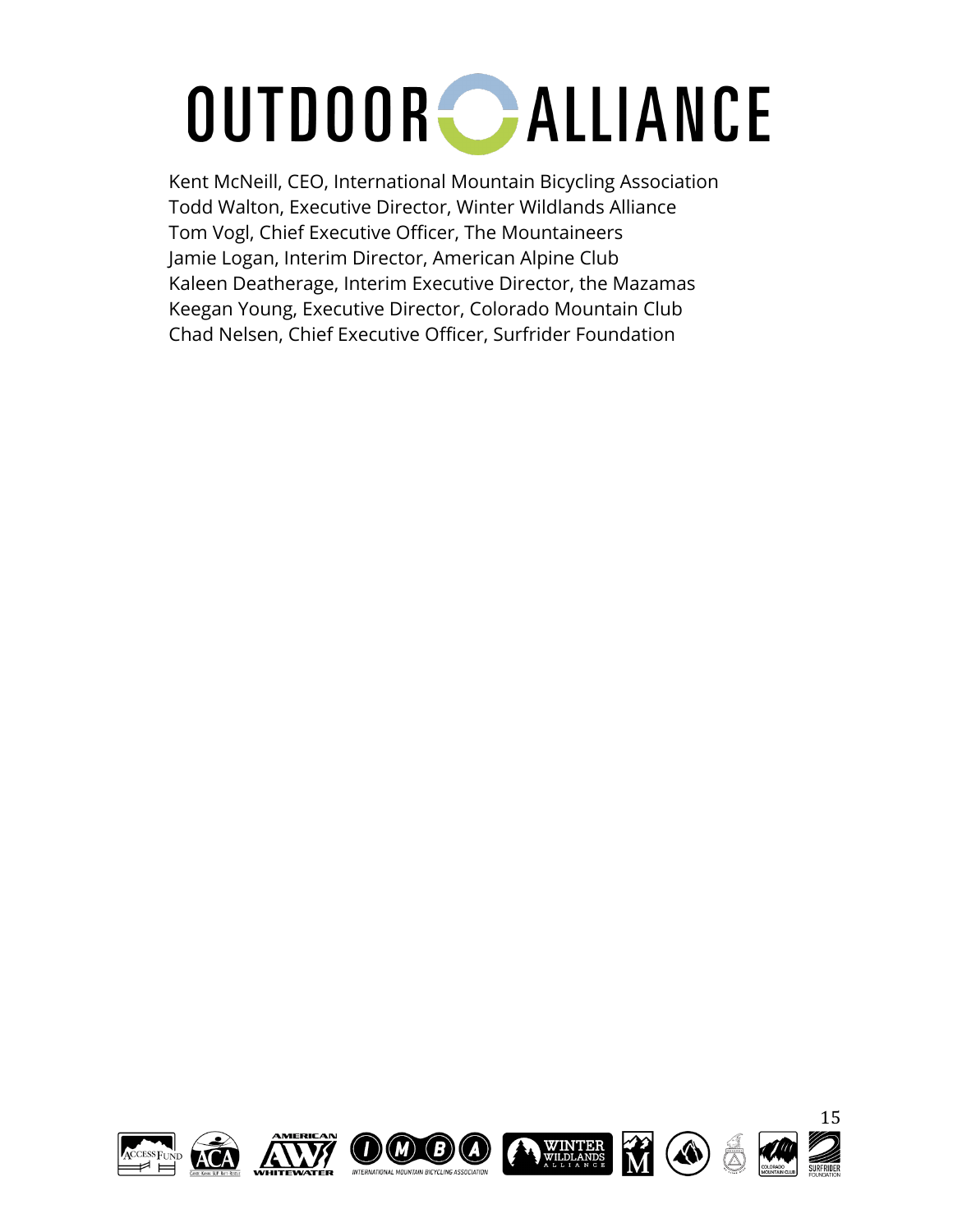Kent McNeill, CEO, International Mountain Bicycling Association
Todd Walton, Executive Director, Winter Wildlands Alliance
Tom Vogl, Chief Executive Officer, The Mountaineers
Jamie Logan, Interim Director, American Alpine Club
Kaleen Deatherage, Interim Executive Director, the Mazamas
Keegan Young, Executive Director, Colorado Mountain Club
Chad Nelsen, Chief Executive Officer, Surfrider Foundation